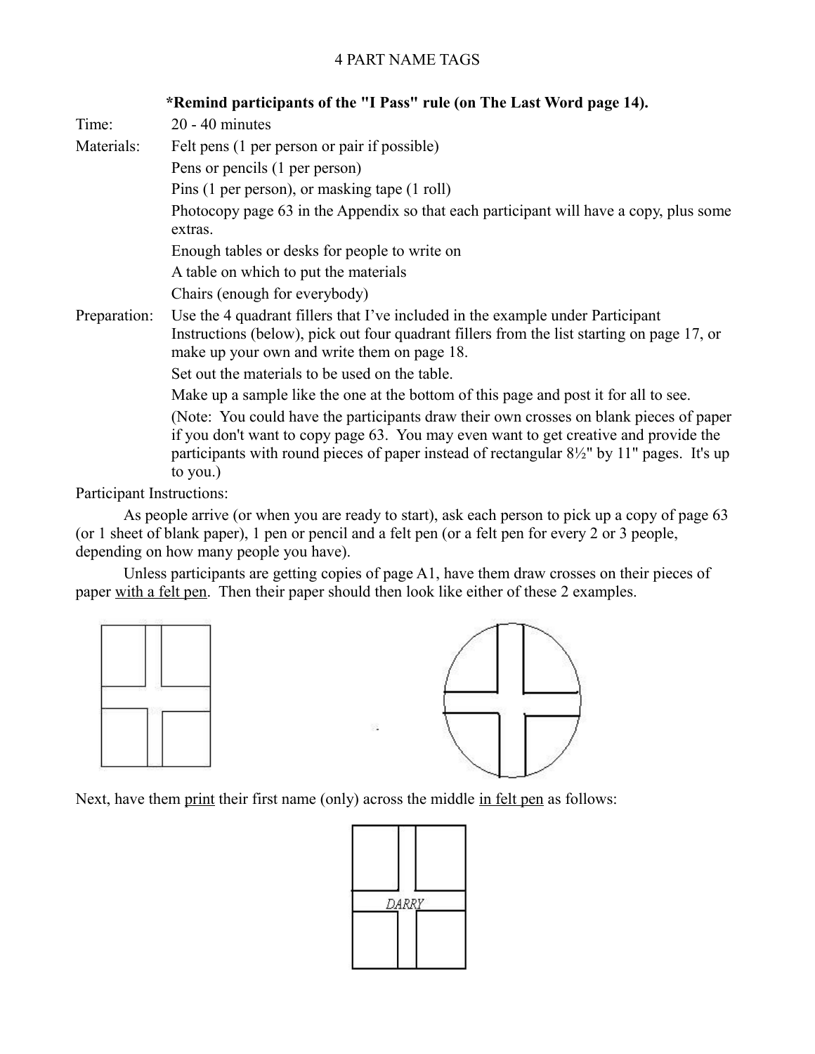# 4 PART NAME TAGS

**\*Remind participants of the "I Pass" rule (on The Last Word page 14).**

Time: 20 - 40 minutes

Materials:
- Felt pens (1 per person or pair if possible)
- Pens or pencils (1 per person)
- Pins (1 per person), or masking tape (1 roll)
- Photocopy page 63 in the Appendix so that each participant will have a copy, plus some extras.
- Enough tables or desks for people to write on
- A table on which to put the materials
- Chairs (enough for everybody)

Preparation:
- Use the 4 quadrant fillers that I've included in the example under Participant Instructions (below), pick out four quadrant fillers from the list starting on page 17, or make up your own and write them on page 18.
- Set out the materials to be used on the table.
- Make up a sample like the one at the bottom of this page and post it for all to see.
- (Note: You could have the participants draw their own crosses on blank pieces of paper if you don't want to copy page 63. You may even want to get creative and provide the participants with round pieces of paper instead of rectangular 8½" by 11" pages. It's up to you.)

Participant Instructions:

As people arrive (or when you are ready to start), ask each person to pick up a copy of page 63 (or 1 sheet of blank paper), 1 pen or pencil and a felt pen (or a felt pen for every 2 or 3 people, depending on how many people you have).

Unless participants are getting copies of page A1, have them draw crosses on their pieces of paper <u>with a felt pen</u>. Then their paper should then look like either of these 2 examples.

Next, have them <u>print</u> their first name (only) across the middle <u>in felt pen</u> as follows:

DARRY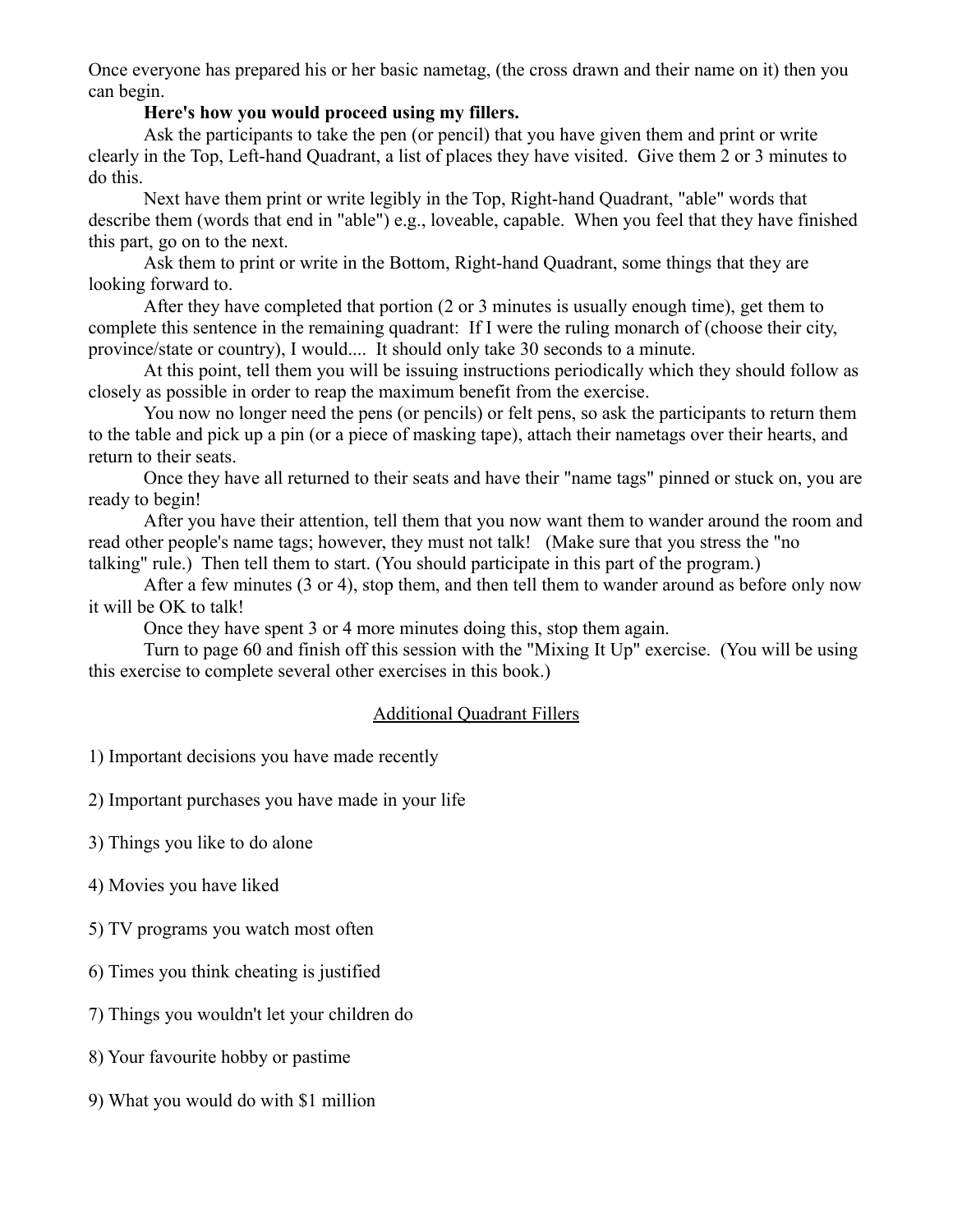Once everyone has prepared his or her basic nametag, (the cross drawn and their name on it) then you can begin.

**Here's how you would proceed using my fillers.**

Ask the participants to take the pen (or pencil) that you have given them and print or write clearly in the Top, Left-hand Quadrant, a list of places they have visited. Give them 2 or 3 minutes to do this.

Next have them print or write legibly in the Top, Right-hand Quadrant, "able" words that describe them (words that end in "able") e.g., loveable, capable. When you feel that they have finished this part, go on to the next.

Ask them to print or write in the Bottom, Right-hand Quadrant, some things that they are looking forward to.

After they have completed that portion (2 or 3 minutes is usually enough time), get them to complete this sentence in the remaining quadrant: If I were the ruling monarch of (choose their city, province/state or country), I would.... It should only take 30 seconds to a minute.

At this point, tell them you will be issuing instructions periodically which they should follow as closely as possible in order to reap the maximum benefit from the exercise.

You now no longer need the pens (or pencils) or felt pens, so ask the participants to return them to the table and pick up a pin (or a piece of masking tape), attach their nametags over their hearts, and return to their seats.

Once they have all returned to their seats and have their "name tags" pinned or stuck on, you are ready to begin!

After you have their attention, tell them that you now want them to wander around the room and read other people's name tags; however, they must not talk! (Make sure that you stress the "no talking" rule.) Then tell them to start. (You should participate in this part of the program.)

After a few minutes (3 or 4), stop them, and then tell them to wander around as before only now it will be OK to talk!

Once they have spent 3 or 4 more minutes doing this, stop them again.

Turn to page 60 and finish off this session with the "Mixing It Up" exercise. (You will be using this exercise to complete several other exercises in this book.)

## Additional Quadrant Fillers

1) Important decisions you have made recently

2) Important purchases you have made in your life

3) Things you like to do alone

4) Movies you have liked

5) TV programs you watch most often

6) Times you think cheating is justified

7) Things you wouldn't let your children do

8) Your favourite hobby or pastime

9) What you would do with $1 million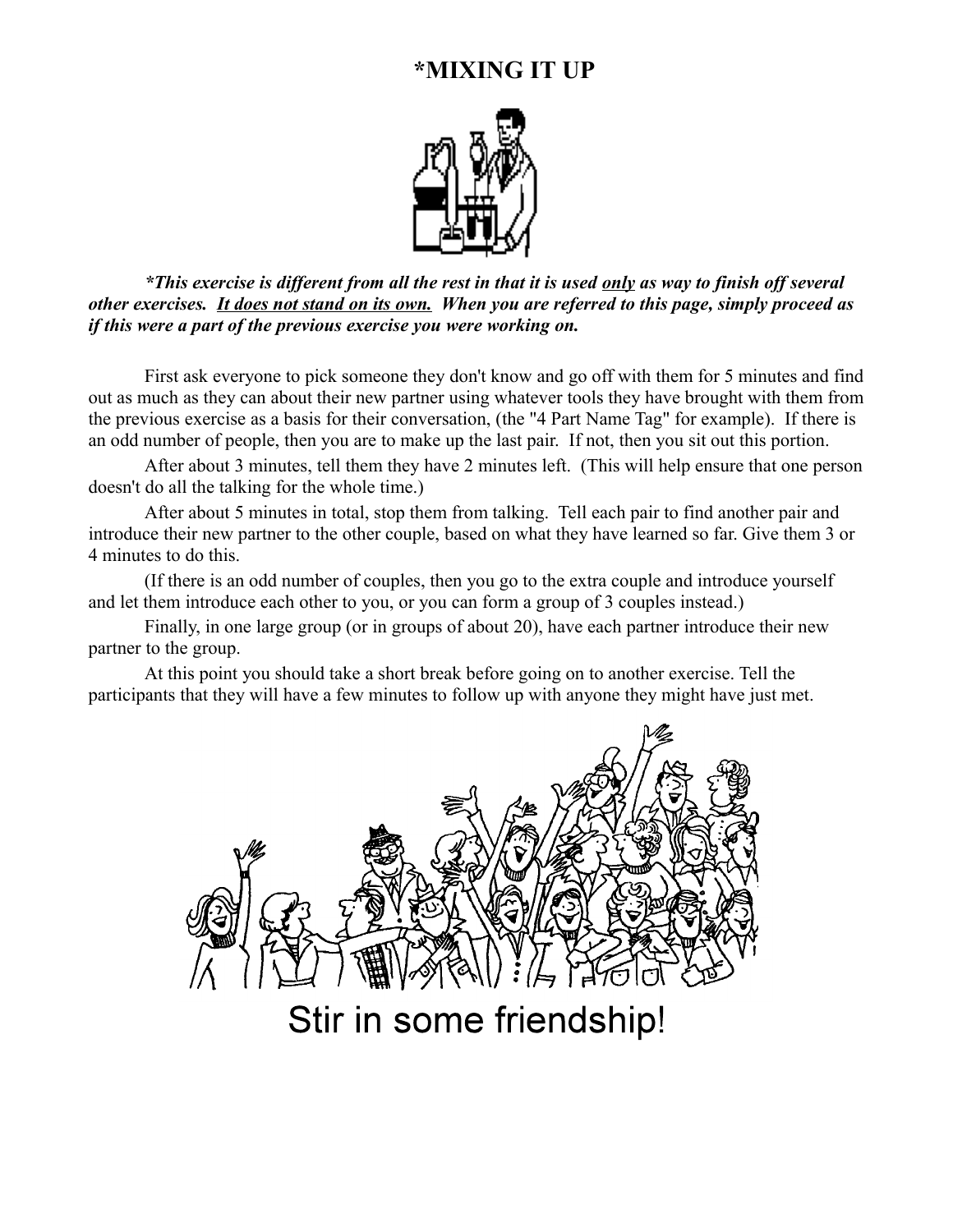# *MIXING IT UP

***This exercise is different from all the rest in that it is used <u>only</u> as way to finish off several other exercises. <u>It does not stand on its own.</u> When you are referred to this page, simply proceed as if this were a part of the previous exercise you were working on.***

First ask everyone to pick someone they don't know and go off with them for 5 minutes and find out as much as they can about their new partner using whatever tools they have brought with them from the previous exercise as a basis for their conversation, (the "4 Part Name Tag" for example). If there is an odd number of people, then you are to make up the last pair. If not, then you sit out this portion.

After about 3 minutes, tell them they have 2 minutes left. (This will help ensure that one person doesn't do all the talking for the whole time.)

After about 5 minutes in total, stop them from talking. Tell each pair to find another pair and introduce their new partner to the other couple, based on what they have learned so far. Give them 3 or 4 minutes to do this.

(If there is an odd number of couples, then you go to the extra couple and introduce yourself and let them introduce each other to you, or you can form a group of 3 couples instead.)

Finally, in one large group (or in groups of about 20), have each partner introduce their new partner to the group.

At this point you should take a short break before going on to another exercise. Tell the participants that they will have a few minutes to follow up with anyone they might have just met.

Stir in some friendship!